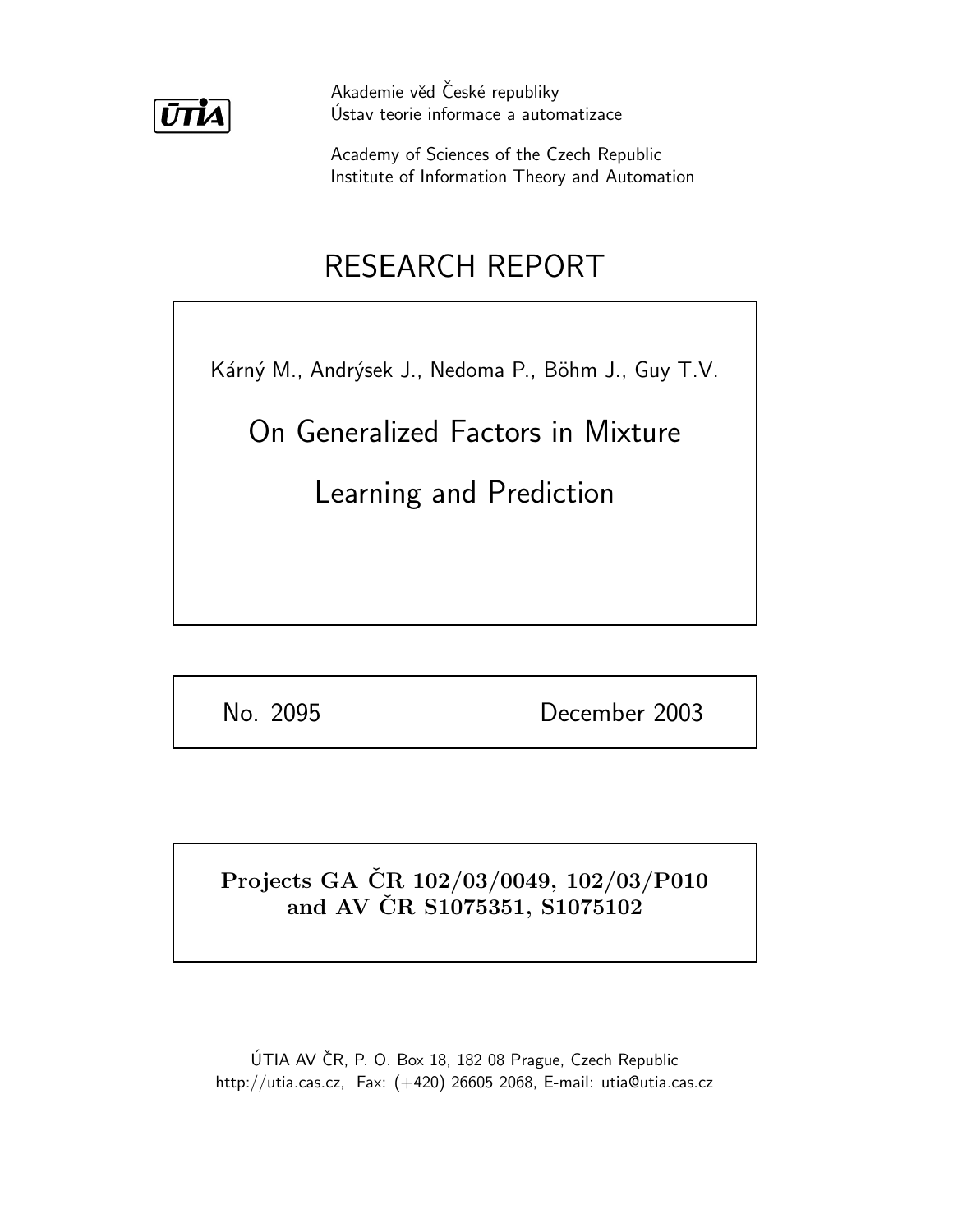ÚTIA

Akademie věd České republiky
Ústav teorie informace a automatizace

Academy of Sciences of the Czech Republic
Institute of Information Theory and Automation

# RESEARCH REPORT

Kárný M., Andrýsek J., Nedoma P., Böhm J., Guy T.V.

## On Generalized Factors in Mixture Learning and Prediction

No. 2095 December 2003

**Projects GA ČR 102/03/0049, 102/03/P010 and AV ČR S1075351, S1075102**

ÚTIA AV ČR, P. O. Box 18, 182 08 Prague, Czech Republic
http://utia.cas.cz, Fax: (+420) 26605 2068, E-mail: utia@utia.cas.cz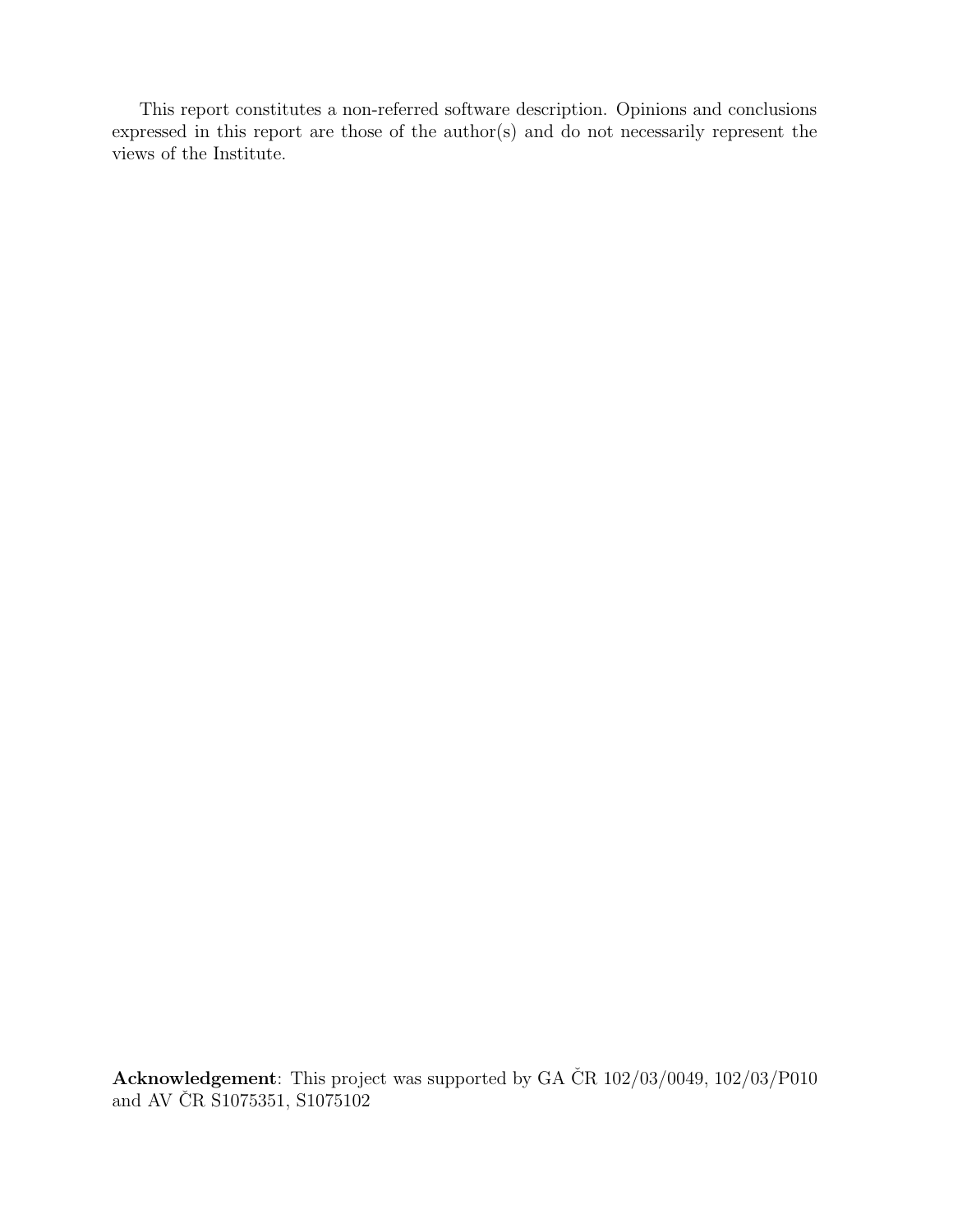This report constitutes a non-referred software description. Opinions and conclusions expressed in this report are those of the author(s) and do not necessarily represent the views of the Institute.

**Acknowledgement**: This project was supported by GA ČR 102/03/0049, 102/03/P010 and AV ČR S1075351, S1075102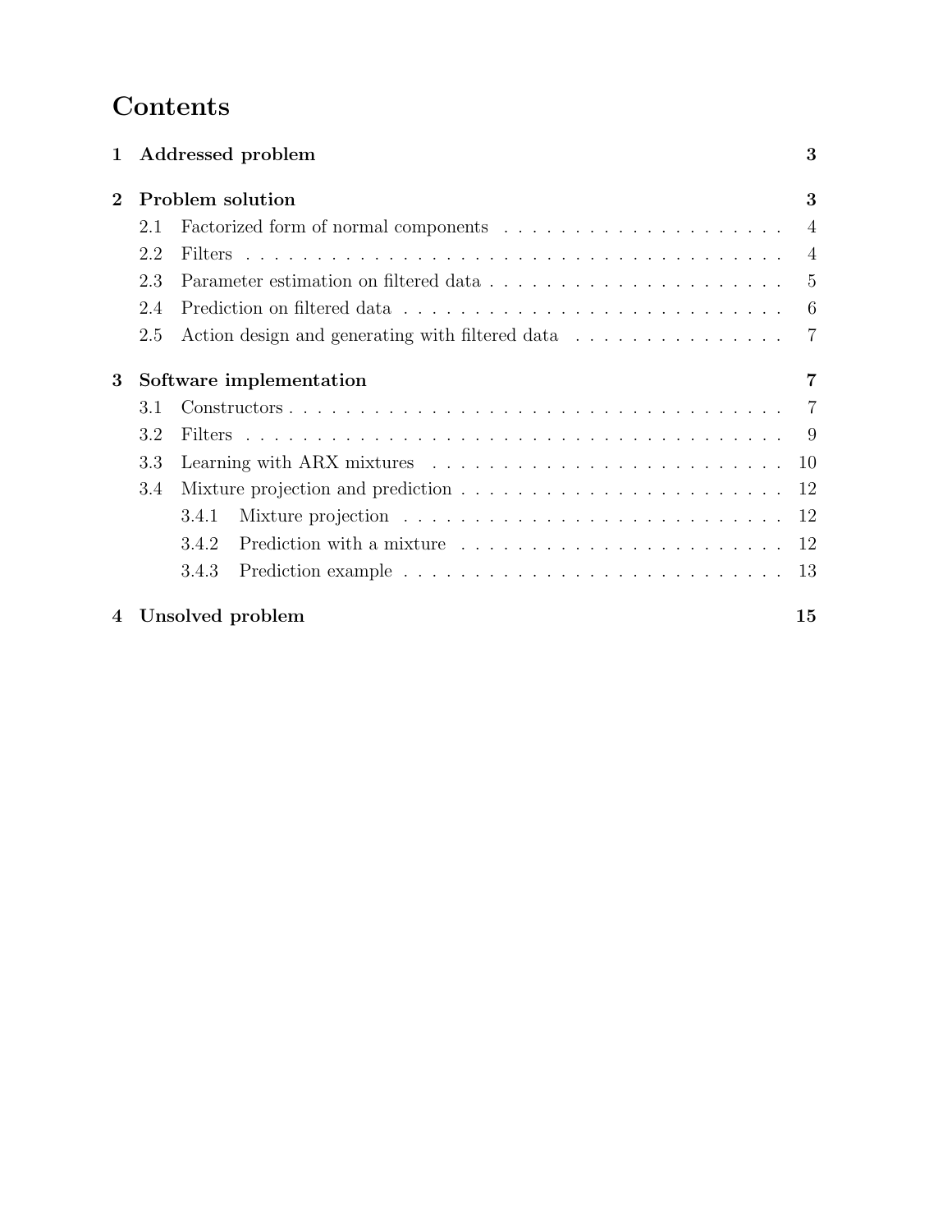# Contents

**1 Addressed problem** — 3

**2 Problem solution** — 3

- 2.1 Factorized form of normal components — 4
- 2.2 Filters — 4
- 2.3 Parameter estimation on filtered data — 5
- 2.4 Prediction on filtered data — 6
- 2.5 Action design and generating with filtered data — 7

**3 Software implementation** — 7

- 3.1 Constructors — 7
- 3.2 Filters — 9
- 3.3 Learning with ARX mixtures — 10
- 3.4 Mixture projection and prediction — 12
  - 3.4.1 Mixture projection — 12
  - 3.4.2 Prediction with a mixture — 12
  - 3.4.3 Prediction example — 13

**4 Unsolved problem** — 15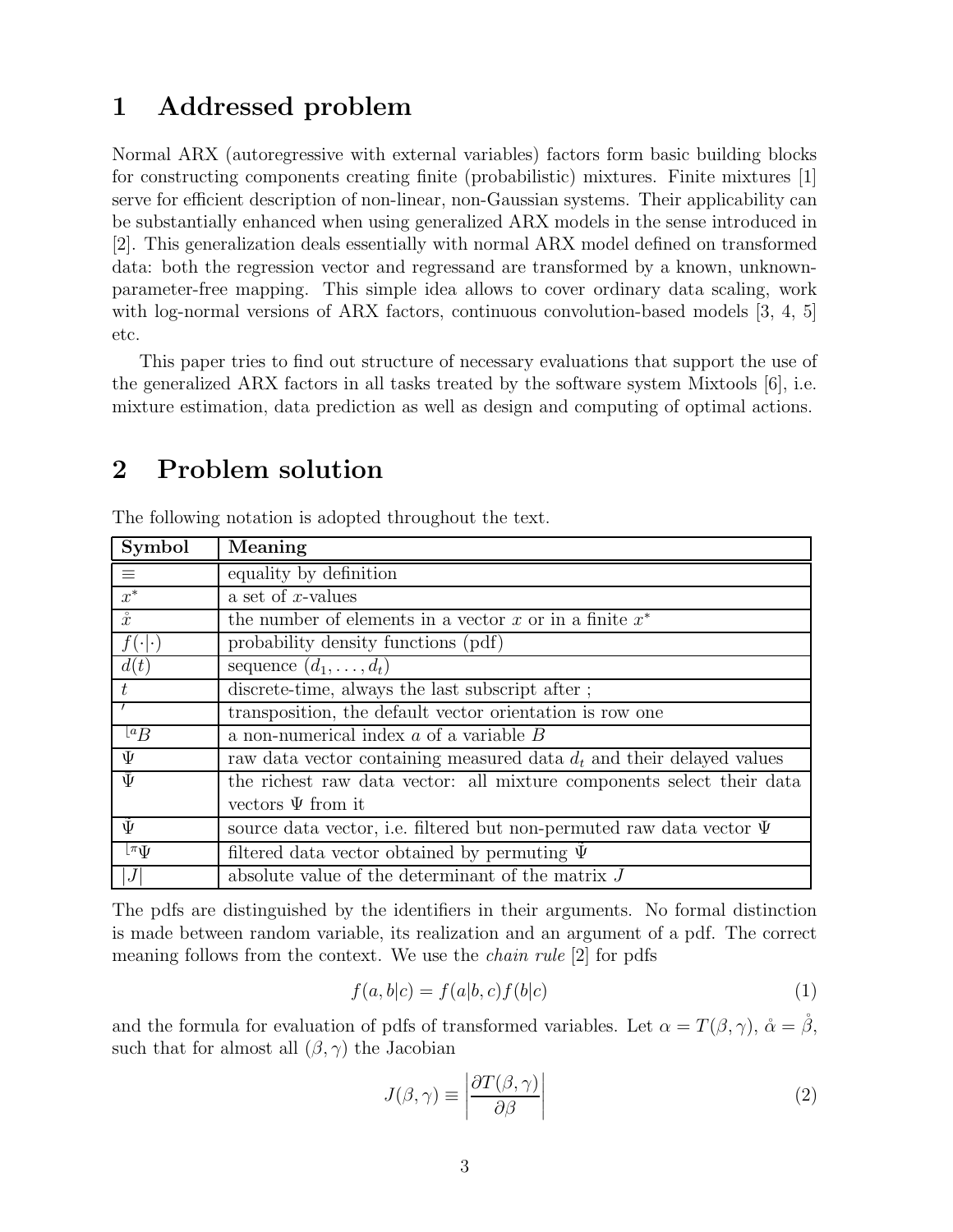# 1 Addressed problem

Normal ARX (autoregressive with external variables) factors form basic building blocks for constructing components creating finite (probabilistic) mixtures. Finite mixtures [1] serve for efficient description of non-linear, non-Gaussian systems. Their applicability can be substantially enhanced when using generalized ARX models in the sense introduced in [2]. This generalization deals essentially with normal ARX model defined on transformed data: both the regression vector and regressand are transformed by a known, unknown-parameter-free mapping. This simple idea allows to cover ordinary data scaling, work with log-normal versions of ARX factors, continuous convolution-based models [3, 4, 5] etc.

This paper tries to find out structure of necessary evaluations that support the use of the generalized ARX factors in all tasks treated by the software system Mixtools [6], i.e. mixture estimation, data prediction as well as design and computing of optimal actions.

# 2 Problem solution

The following notation is adopted throughout the text.

| Symbol | Meaning |
|---|---|
| $\equiv$ | equality by definition |
| $x^*$ | a set of $x$-values |
| $\mathring{x}$ | the number of elements in a vector $x$ or in a finite $x^*$ |
| $f(\cdot\vert\cdot)$ | probability density functions (pdf) |
| $d(t)$ | sequence $(d_1, \ldots, d_t)$ |
| $t$ | discrete-time, always the last subscript after ; |
| $'$ | transposition, the default vector orientation is row one |
| ${}^{\llcorner a}B$ | a non-numerical index $a$ of a variable $B$ |
| $\Psi$ | raw data vector containing measured data $d_t$ and their delayed values |
| $\Psi$ | the richest raw data vector: all mixture components select their data vectors $\Psi$ from it |
| $\check{\Psi}$ | source data vector, i.e. filtered but non-permuted raw data vector $\Psi$ |
| ${}^{\llcorner \pi}\Psi$ | filtered data vector obtained by permuting $\check{\Psi}$ |
| $\vert J\vert$ | absolute value of the determinant of the matrix $J$ |

The pdfs are distinguished by the identifiers in their arguments. No formal distinction is made between random variable, its realization and an argument of a pdf. The correct meaning follows from the context. We use the *chain rule* [2] for pdfs

$$f(a, b|c) = f(a|b, c)f(b|c) \tag{1}$$

and the formula for evaluation of pdfs of transformed variables. Let $\alpha = T(\beta, \gamma)$, $\mathring{\alpha} = \mathring{\beta}$, such that for almost all $(\beta, \gamma)$ the Jacobian

$$J(\beta, \gamma) \equiv \left| \frac{\partial T(\beta, \gamma)}{\partial \beta} \right| \tag{2}$$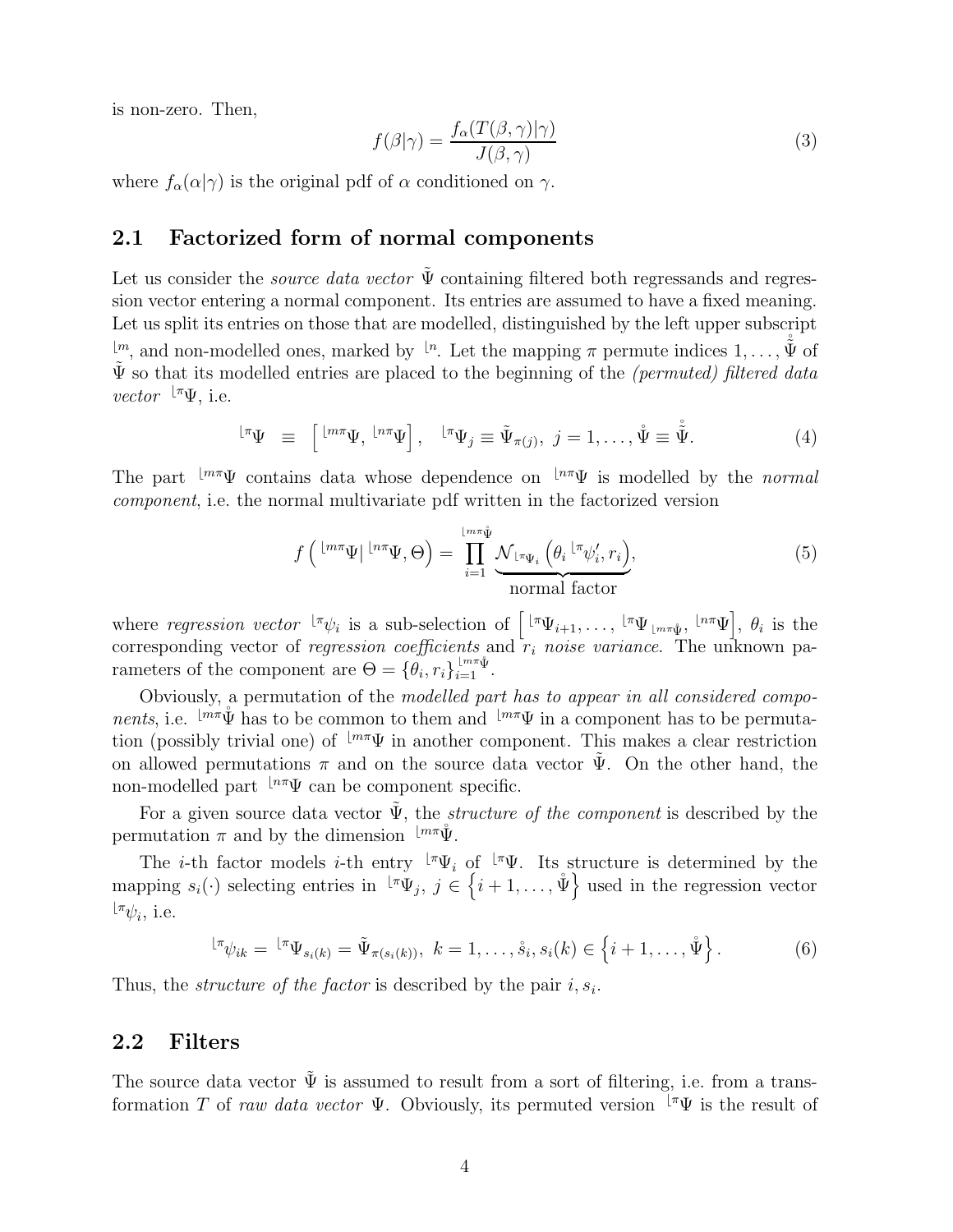is non-zero. Then,

$$f(\beta|\gamma) = \frac{f_\alpha(T(\beta,\gamma)|\gamma)}{J(\beta,\gamma)} \tag{3}$$

where $f_\alpha(\alpha|\gamma)$ is the original pdf of $\alpha$ conditioned on $\gamma$.

## 2.1 Factorized form of normal components

Let us consider the *source data vector* $\tilde{\Psi}$ containing filtered both regressands and regression vector entering a normal component. Its entries are assumed to have a fixed meaning. Let us split its entries on those that are modelled, distinguished by the left upper subscript ${}^{\lfloor m}$, and non-modelled ones, marked by ${}^{\lfloor n}$. Let the mapping $\pi$ permute indices $1, \ldots, \mathring{\tilde{\Psi}}$ of $\tilde{\Psi}$ so that its modelled entries are placed to the beginning of the *(permuted) filtered data vector* ${}^{\lfloor \pi}\Psi$, i.e.

$${}^{\lfloor \pi}\Psi \;\equiv\; \left[\, {}^{\lfloor m\pi}\Psi,\, {}^{\lfloor n\pi}\Psi \right], \quad {}^{\lfloor \pi}\Psi_j \equiv \tilde{\Psi}_{\pi(j)},\; j = 1, \ldots, \mathring{\Psi} \equiv \mathring{\tilde{\Psi}}. \tag{4}$$

The part ${}^{\lfloor m\pi}\Psi$ contains data whose dependence on ${}^{\lfloor n\pi}\Psi$ is modelled by the *normal component*, i.e. the normal multivariate pdf written in the factorized version

$$f\left( {}^{\lfloor m\pi}\Psi |\, {}^{\lfloor n\pi}\Psi, \Theta \right) = \prod_{i=1}^{{}^{\lfloor m\pi}\mathring{\Psi}} \underbrace{\mathcal{N}_{{}^{\lfloor \pi}\Psi_i}\left( \theta_i\, {}^{\lfloor \pi}\psi_i', r_i \right)}_{\text{normal factor}}, \tag{5}$$

where *regression vector* ${}^{\lfloor \pi}\psi_i$ is a sub-selection of $\left[\, {}^{\lfloor \pi}\Psi_{i+1}, \ldots, {}^{\lfloor \pi}\Psi_{{}^{\lfloor m\pi}\mathring{\Psi}},\, {}^{\lfloor n\pi}\Psi \right]$, $\theta_i$ is the corresponding vector of *regression coefficients* and $r_i$ *noise variance*. The unknown parameters of the component are $\Theta = \{\theta_i, r_i\}_{i=1}^{{}^{\lfloor m\pi}\mathring{\Psi}}$.

Obviously, a permutation of the *modelled part has to appear in all considered components*, i.e. ${}^{\lfloor m\pi}\mathring{\Psi}$ has to be common to them and ${}^{\lfloor m\pi}\Psi$ in a component has to be permutation (possibly trivial one) of ${}^{\lfloor m\pi}\Psi$ in another component. This makes a clear restriction on allowed permutations $\pi$ and on the source data vector $\tilde{\Psi}$. On the other hand, the non-modelled part ${}^{\lfloor n\pi}\Psi$ can be component specific.

For a given source data vector $\tilde{\Psi}$, the *structure of the component* is described by the permutation $\pi$ and by the dimension ${}^{\lfloor m\pi}\mathring{\Psi}$.

The $i$-th factor models $i$-th entry ${}^{\lfloor \pi}\Psi_i$ of ${}^{\lfloor \pi}\Psi$. Its structure is determined by the mapping $s_i(\cdot)$ selecting entries in ${}^{\lfloor \pi}\Psi_j,\; j \in \left\{ i+1, \ldots, \mathring{\Psi} \right\}$ used in the regression vector ${}^{\lfloor \pi}\psi_i$, i.e.

$${}^{\lfloor \pi}\psi_{ik} = {}^{\lfloor \pi}\Psi_{s_i(k)} = \tilde{\Psi}_{\pi(s_i(k))},\; k = 1, \ldots, \mathring{s}_i,\, s_i(k) \in \left\{ i+1, \ldots, \mathring{\Psi} \right\}. \tag{6}$$

Thus, the *structure of the factor* is described by the pair $i, s_i$.

## 2.2 Filters

The source data vector $\tilde{\Psi}$ is assumed to result from a sort of filtering, i.e. from a transformation $T$ of *raw data vector* $\Psi$. Obviously, its permuted version ${}^{\lfloor \pi}\Psi$ is the result of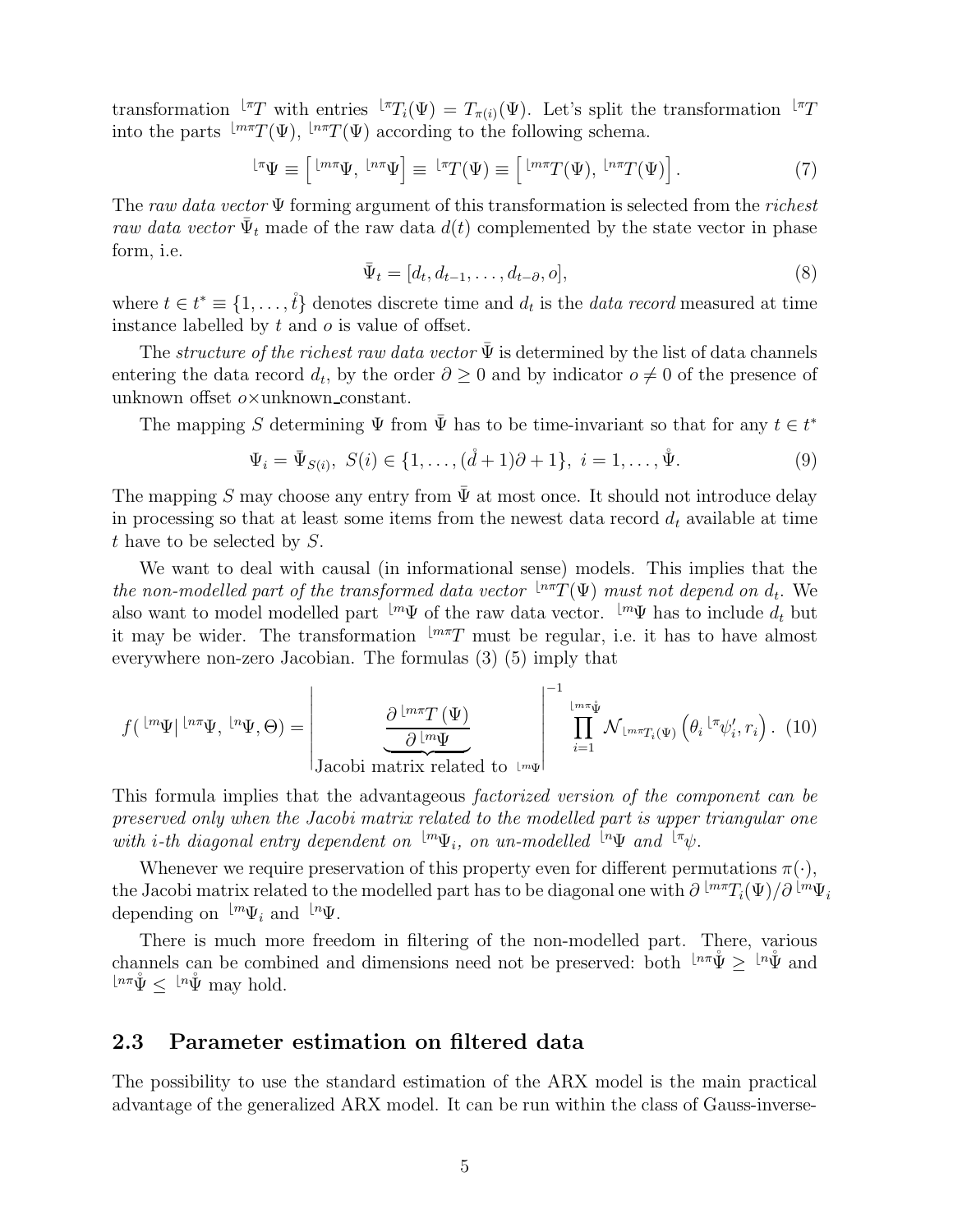transformation ${}^{\lfloor\pi}T$ with entries ${}^{\lfloor\pi}T_i(\Psi) = T_{\pi(i)}(\Psi)$. Let's split the transformation ${}^{\lfloor\pi}T$ into the parts ${}^{\lfloor m\pi}T(\Psi)$, ${}^{\lfloor n\pi}T(\Psi)$ according to the following schema.

$$
{}^{\lfloor\pi}\Psi \equiv \left[ {}^{\lfloor m\pi}\Psi,\ {}^{\lfloor n\pi}\Psi \right] \equiv {}^{\lfloor\pi}T(\Psi) \equiv \left[ {}^{\lfloor m\pi}T(\Psi),\ {}^{\lfloor n\pi}T(\Psi) \right]. \tag{7}
$$

The *raw data vector* $\Psi$ forming argument of this transformation is selected from the *richest raw data vector* $\bar{\Psi}_t$ made of the raw data $d(t)$ complemented by the state vector in phase form, i.e.

$$
\bar{\Psi}_t = [d_t, d_{t-1}, \ldots, d_{t-\partial}, o], \tag{8}
$$

where $t \in t^* \equiv \{1, \ldots, \mathring{t}\}$ denotes discrete time and $d_t$ is the *data record* measured at time instance labelled by $t$ and $o$ is value of offset.

The *structure of the richest raw data vector* $\bar{\Psi}$ is determined by the list of data channels entering the data record $d_t$, by the order $\partial \geq 0$ and by indicator $o \neq 0$ of the presence of unknown offset $o \times$unknown_constant.

The mapping $S$ determining $\Psi$ from $\bar{\Psi}$ has to be time-invariant so that for any $t \in t^*$

$$
\Psi_i = \bar{\Psi}_{S(i)},\ S(i) \in \{1, \ldots, (\mathring{d}+1)\partial + 1\},\ i = 1, \ldots, \mathring{\Psi}. \tag{9}
$$

The mapping $S$ may choose any entry from $\bar{\Psi}$ at most once. It should not introduce delay in processing so that at least some items from the newest data record $d_t$ available at time $t$ have to be selected by $S$.

We want to deal with causal (in informational sense) models. This implies that the *the non-modelled part of the transformed data vector* ${}^{\lfloor n\pi}T(\Psi)$ *must not depend on* $d_t$. We also want to model modelled part ${}^{\lfloor m}\Psi$ of the raw data vector. ${}^{\lfloor m}\Psi$ has to include $d_t$ but it may be wider. The transformation ${}^{\lfloor m\pi}T$ must be regular, i.e. it has to have almost everywhere non-zero Jacobian. The formulas (3) (5) imply that

$$
f({}^{\lfloor m}\Psi | {}^{\lfloor n\pi}\Psi, {}^{\lfloor n}\Psi, \Theta) = \left| \underbrace{\frac{\partial\, {}^{\lfloor m\pi}T\,(\Psi)}{\partial\, {}^{\lfloor m}\Psi}}_{\text{Jacobi matrix related to } {}^{\lfloor m}\Psi} \right|^{-1} \prod_{i=1}^{{}^{\lfloor m\pi}\mathring{\Psi}} \mathcal{N}_{{}^{\lfloor m\pi}T_i(\Psi)}\left(\theta_i\, {}^{\lfloor\pi}\psi_i', r_i\right). \tag{10}
$$

This formula implies that the advantageous *factorized version of the component can be preserved only when the Jacobi matrix related to the modelled part is upper triangular one with i-th diagonal entry dependent on* ${}^{\lfloor m}\Psi_i$*, on un-modelled* ${}^{\lfloor n}\Psi$ *and* ${}^{\lfloor\pi}\psi$.

Whenever we require preservation of this property even for different permutations $\pi(\cdot)$, the Jacobi matrix related to the modelled part has to be diagonal one with $\partial\, {}^{\lfloor m\pi}T_i(\Psi)/\partial\, {}^{\lfloor m}\Psi_i$ depending on ${}^{\lfloor m}\Psi_i$ and ${}^{\lfloor n}\Psi$.

There is much more freedom in filtering of the non-modelled part. There, various channels can be combined and dimensions need not be preserved: both ${}^{\lfloor n\pi}\mathring{\Psi} \geq {}^{\lfloor n}\mathring{\Psi}$ and ${}^{\lfloor n\pi}\mathring{\Psi} \leq {}^{\lfloor n}\mathring{\Psi}$ may hold.

## 2.3 Parameter estimation on filtered data

The possibility to use the standard estimation of the ARX model is the main practical advantage of the generalized ARX model. It can be run within the class of Gauss-inverse-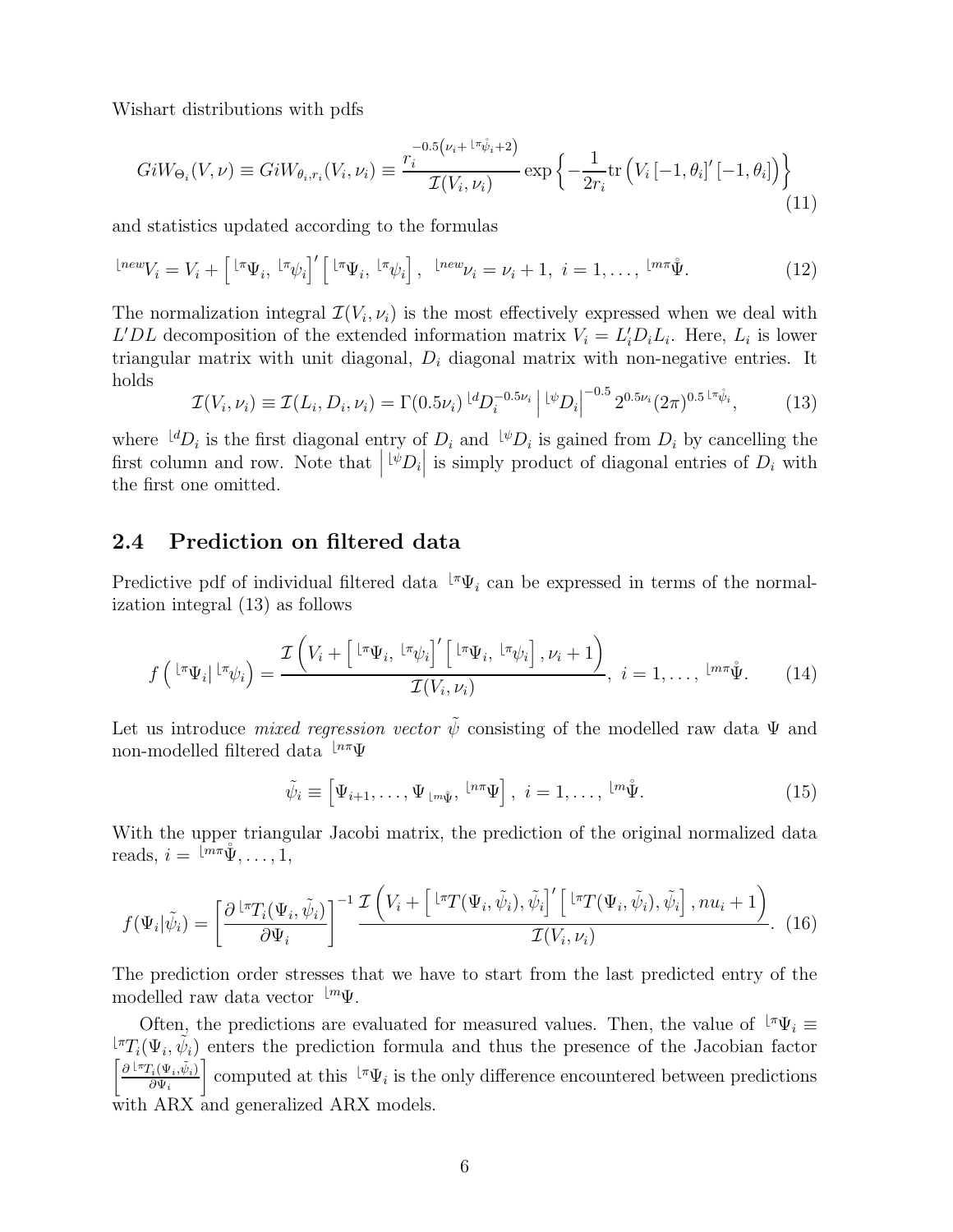Wishart distributions with pdfs

$$GiW_{\Theta_i}(V,\nu) \equiv GiW_{\theta_i,r_i}(V_i,\nu_i) \equiv \frac{r_i^{-0.5\left(\nu_i + {}^{\lfloor \pi}\mathring{\psi}_i + 2\right)}}{\mathcal{I}(V_i,\nu_i)} \exp\left\{-\frac{1}{2r_i}\mathrm{tr}\left(V_i\left[-1,\theta_i\right]'\left[-1,\theta_i\right]\right)\right\} \tag{11}$$

and statistics updated according to the formulas

$${}^{\lfloor new}V_i = V_i + \left[{}^{\lfloor \pi}\Psi_i,\ {}^{\lfloor \pi}\psi_i\right]'\left[{}^{\lfloor \pi}\Psi_i,\ {}^{\lfloor \pi}\psi_i\right],\ \ {}^{\lfloor new}\nu_i = \nu_i + 1,\ i = 1,\ldots,\ {}^{\lfloor m\pi}\mathring{\Psi}. \tag{12}$$

The normalization integral $\mathcal{I}(V_i,\nu_i)$ is the most effectively expressed when we deal with $L'DL$ decomposition of the extended information matrix $V_i = L_i'D_iL_i$. Here, $L_i$ is lower triangular matrix with unit diagonal, $D_i$ diagonal matrix with non-negative entries. It holds

$$\mathcal{I}(V_i,\nu_i) \equiv \mathcal{I}(L_i,D_i,\nu_i) = \Gamma(0.5\nu_i)\,{}^{\lfloor d}D_i^{-0.5\nu_i}\left|{}^{\lfloor \psi}D_i\right|^{-0.5}2^{0.5\nu_i}(2\pi)^{0.5\,{}^{\lfloor \pi}\mathring{\psi}_i}, \tag{13}$$

where ${}^{\lfloor d}D_i$ is the first diagonal entry of $D_i$ and ${}^{\lfloor \psi}D_i$ is gained from $D_i$ by cancelling the first column and row. Note that $\left|{}^{\lfloor \psi}D_i\right|$ is simply product of diagonal entries of $D_i$ with the first one omitted.

## 2.4 Prediction on filtered data

Predictive pdf of individual filtered data ${}^{\lfloor \pi}\Psi_i$ can be expressed in terms of the normalization integral (13) as follows

$$f\left({}^{\lfloor \pi}\Psi_i\middle|\,{}^{\lfloor \pi}\psi_i\right) = \frac{\mathcal{I}\left(V_i + \left[{}^{\lfloor \pi}\Psi_i,\ {}^{\lfloor \pi}\psi_i\right]'\left[{}^{\lfloor \pi}\Psi_i,\ {}^{\lfloor \pi}\psi_i\right], \nu_i + 1\right)}{\mathcal{I}(V_i,\nu_i)},\ i = 1,\ldots,\ {}^{\lfloor m\pi}\mathring{\Psi}. \tag{14}$$

Let us introduce *mixed regression vector* $\tilde{\psi}$ consisting of the modelled raw data $\Psi$ and non-modelled filtered data ${}^{\lfloor n\pi}\Psi$

$$\tilde{\psi}_i \equiv \left[\Psi_{i+1},\ldots,\Psi_{\,{}^{\lfloor m}\mathring{\Psi}},\ {}^{\lfloor n\pi}\Psi\right],\ i = 1,\ldots,\ {}^{\lfloor m}\mathring{\Psi}. \tag{15}$$

With the upper triangular Jacobi matrix, the prediction of the original normalized data reads, $i = {}^{\lfloor m\pi}\mathring{\Psi},\ldots,1$,

$$f(\Psi_i|\tilde{\psi}_i) = \left[\frac{\partial\,{}^{\lfloor \pi}T_i(\Psi_i,\tilde{\psi}_i)}{\partial \Psi_i}\right]^{-1}\frac{\mathcal{I}\left(V_i + \left[{}^{\lfloor \pi}T(\Psi_i,\tilde{\psi}_i),\tilde{\psi}_i\right]'\left[{}^{\lfloor \pi}T(\Psi_i,\tilde{\psi}_i),\tilde{\psi}_i\right], nu_i + 1\right)}{\mathcal{I}(V_i,\nu_i)}. \tag{16}$$

The prediction order stresses that we have to start from the last predicted entry of the modelled raw data vector ${}^{\lfloor m}\Psi$.

Often, the predictions are evaluated for measured values. Then, the value of ${}^{\lfloor \pi}\Psi_i \equiv {}^{\lfloor \pi}T_i(\Psi_i,\tilde{\psi}_i)$ enters the prediction formula and thus the presence of the Jacobian factor $\left[\frac{\partial\,{}^{\lfloor \pi}T_i(\Psi_i,\tilde{\psi}_i)}{\partial \Psi_i}\right]$ computed at this ${}^{\lfloor \pi}\Psi_i$ is the only difference encountered between predictions with ARX and generalized ARX models.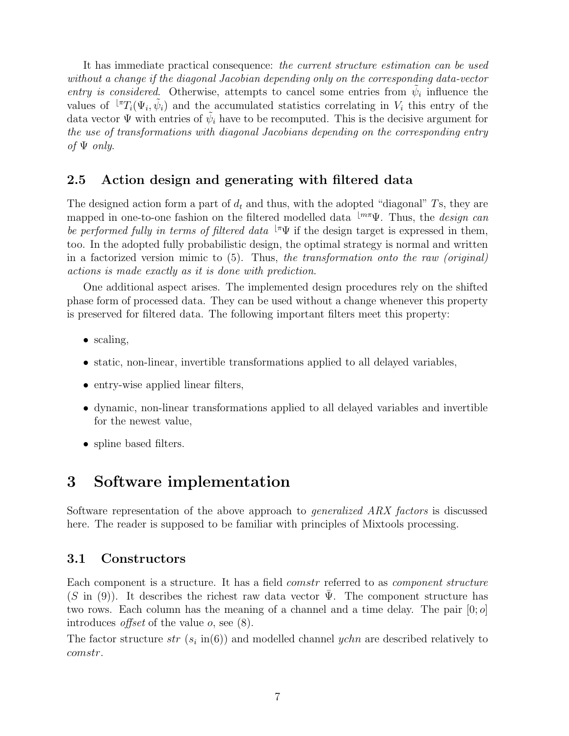It has immediate practical consequence: *the current structure estimation can be used without a change if the diagonal Jacobian depending only on the corresponding data-vector entry is considered*. Otherwise, attempts to cancel some entries from $\tilde{\psi}_i$ influence the values of ${}^{\lfloor \pi}T_i(\Psi_i, \tilde{\psi}_i)$ and the accumulated statistics correlating in $V_i$ this entry of the data vector $\Psi$ with entries of $\tilde{\psi}_i$ have to be recomputed. This is the decisive argument for *the use of transformations with diagonal Jacobians depending on the corresponding entry of $\Psi$ only.*

### 2.5 Action design and generating with filtered data

The designed action form a part of $d_t$ and thus, with the adopted "diagonal" $T$s, they are mapped in one-to-one fashion on the filtered modelled data ${}^{\lfloor m\pi}\Psi$. Thus, the *design can be performed fully in terms of filtered data* ${}^{\lfloor \pi}\Psi$ if the design target is expressed in them, too. In the adopted fully probabilistic design, the optimal strategy is normal and written in a factorized version mimic to (5). Thus, *the transformation onto the raw (original) actions is made exactly as it is done with prediction*.

One additional aspect arises. The implemented design procedures rely on the shifted phase form of processed data. They can be used without a change whenever this property is preserved for filtered data. The following important filters meet this property:

- scaling,
- static, non-linear, invertible transformations applied to all delayed variables,
- entry-wise applied linear filters,
- dynamic, non-linear transformations applied to all delayed variables and invertible for the newest value,
- spline based filters.

# 3 Software implementation

Software representation of the above approach to *generalized ARX factors* is discussed here. The reader is supposed to be familiar with principles of Mixtools processing.

### 3.1 Constructors

Each component is a structure. It has a field *comstr* referred to as *component structure* ($S$ in (9)). It describes the richest raw data vector $\bar{\Psi}$. The component structure has two rows. Each column has the meaning of a channel and a time delay. The pair $[0; o]$ introduces *offset* of the value $o$, see (8).

The factor structure *str* ($s_i$ in(6)) and modelled channel *ychn* are described relatively to *comstr*.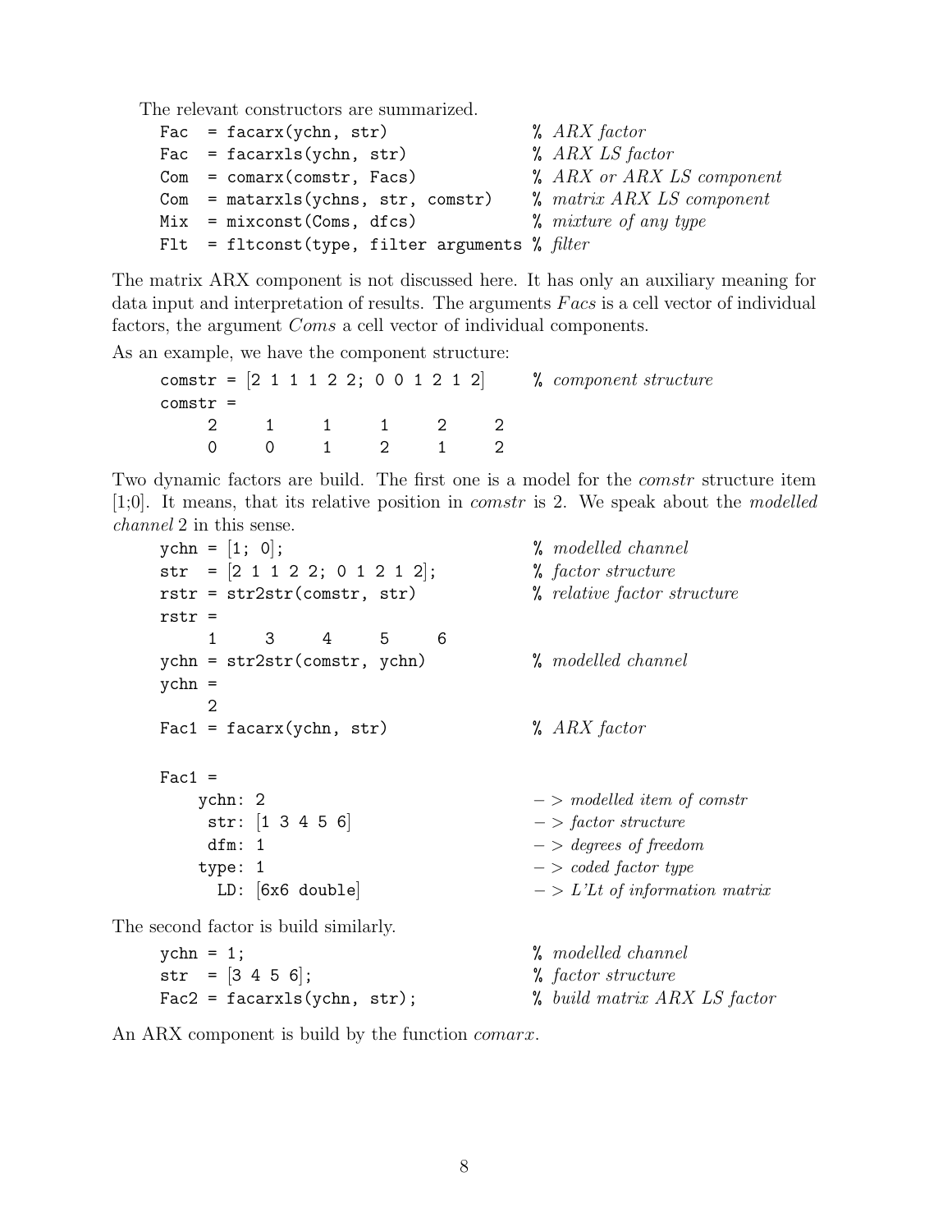The relevant constructors are summarized.

```
Fac  = facarx(ychn, str)                 % ARX factor
Fac  = facarxls(ychn, str)               % ARX LS factor
Com  = comarx(comstr, Facs)              % ARX or ARX LS component
Com  = matarxls(ychns, str, comstr)      % matrix ARX LS component
Mix  = mixconst(Coms, dfcs)              % mixture of any type
Flt  = fltconst(type, filter arguments   % filter
```

The matrix ARX component is not discussed here. It has only an auxiliary meaning for data input and interpretation of results. The arguments *Facs* is a cell vector of individual factors, the argument *Coms* a cell vector of individual components.

As an example, we have the component structure:

```
comstr = [2 1 1 1 2 2; 0 0 1 2 1 2]      % component structure
comstr =
     2     1     1     1     2     2
     0     0     1     2     1     2
```

Two dynamic factors are build. The first one is a model for the *comstr* structure item [1;0]. It means, that its relative position in *comstr* is 2. We speak about the *modelled channel* 2 in this sense.

```
ychn = [1; 0];                           % modelled channel
str  = [2 1 1 2 2; 0 1 2 1 2];           % factor structure
rstr = str2str(comstr, str)              % relative factor structure
rstr =
     1     3     4     5     6
ychn = str2str(comstr, ychn)             % modelled channel
ychn =
     2
Fac1 = facarx(ychn, str)                 % ARX factor

Fac1 =
    ychn: 2                              -> modelled item of comstr
     str: [1 3 4 5 6]                    -> factor structure
     dfm: 1                              -> degrees of freedom
    type: 1                              -> coded factor type
      LD: [6x6 double]                   -> L'Lt of information matrix
```

The second factor is build similarly.

```
ychn = 1;                                % modelled channel
str  = [3 4 5 6];                        % factor structure
Fac2 = facarxls(ychn, str);              % build matrix ARX LS factor
```

An ARX component is build by the function *comarx*.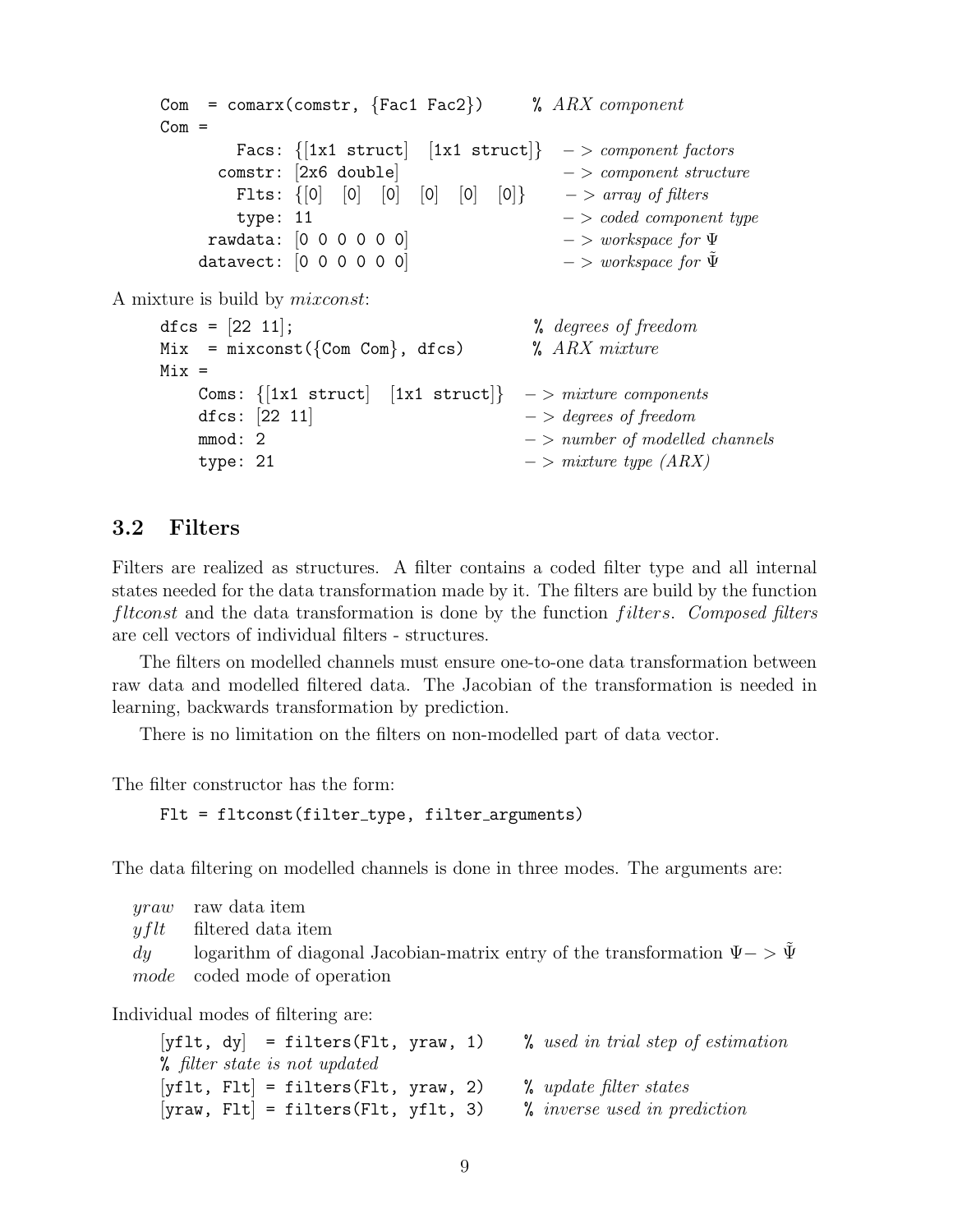```
Com  = comarx(comstr, {Fac1 Fac2})      % ARX component
Com =
        Facs: {[1x1 struct]  [1x1 struct]}  -> component factors
      comstr: [2x6 double]                  -> component structure
        Flts: {[0]  [0]  [0]  [0]  [0]  [0]}  -> array of filters
        type: 11                            -> coded component type
     rawdata: [0 0 0 0 0 0]                 -> workspace for Ψ
    datavect: [0 0 0 0 0 0]                 -> workspace for Ψ̃
```

A mixture is build by *mixconst*:

```
dfcs = [22 11];                           % degrees of freedom
Mix  = mixconst({Com Com}, dfcs)          % ARX mixture
Mix =
    Coms: {[1x1 struct]  [1x1 struct]}  -> mixture components
    dfcs: [22 11]                       -> degrees of freedom
    mmod: 2                             -> number of modelled channels
    type: 21                            -> mixture type (ARX)
```

## 3.2 Filters

Filters are realized as structures. A filter contains a coded filter type and all internal states needed for the data transformation made by it. The filters are build by the function *fltconst* and the data transformation is done by the function *filters*. *Composed filters* are cell vectors of individual filters - structures.

The filters on modelled channels must ensure one-to-one data transformation between raw data and modelled filtered data. The Jacobian of the transformation is needed in learning, backwards transformation by prediction.

There is no limitation on the filters on non-modelled part of data vector.

The filter constructor has the form:

```
Flt = fltconst(filter_type, filter_arguments)
```

The data filtering on modelled channels is done in three modes. The arguments are:

- *yraw* raw data item
- *yflt* filtered data item
- *dy* logarithm of diagonal Jacobian-matrix entry of the transformation $\Psi -> \tilde{\Psi}$
- *mode* coded mode of operation

Individual modes of filtering are:

```
[yflt, dy]  = filters(Flt, yraw, 1)     % used in trial step of estimation
% filter state is not updated
[yflt, Flt] = filters(Flt, yraw, 2)     % update filter states
[yraw, Flt] = filters(Flt, yflt, 3)     % inverse used in prediction
```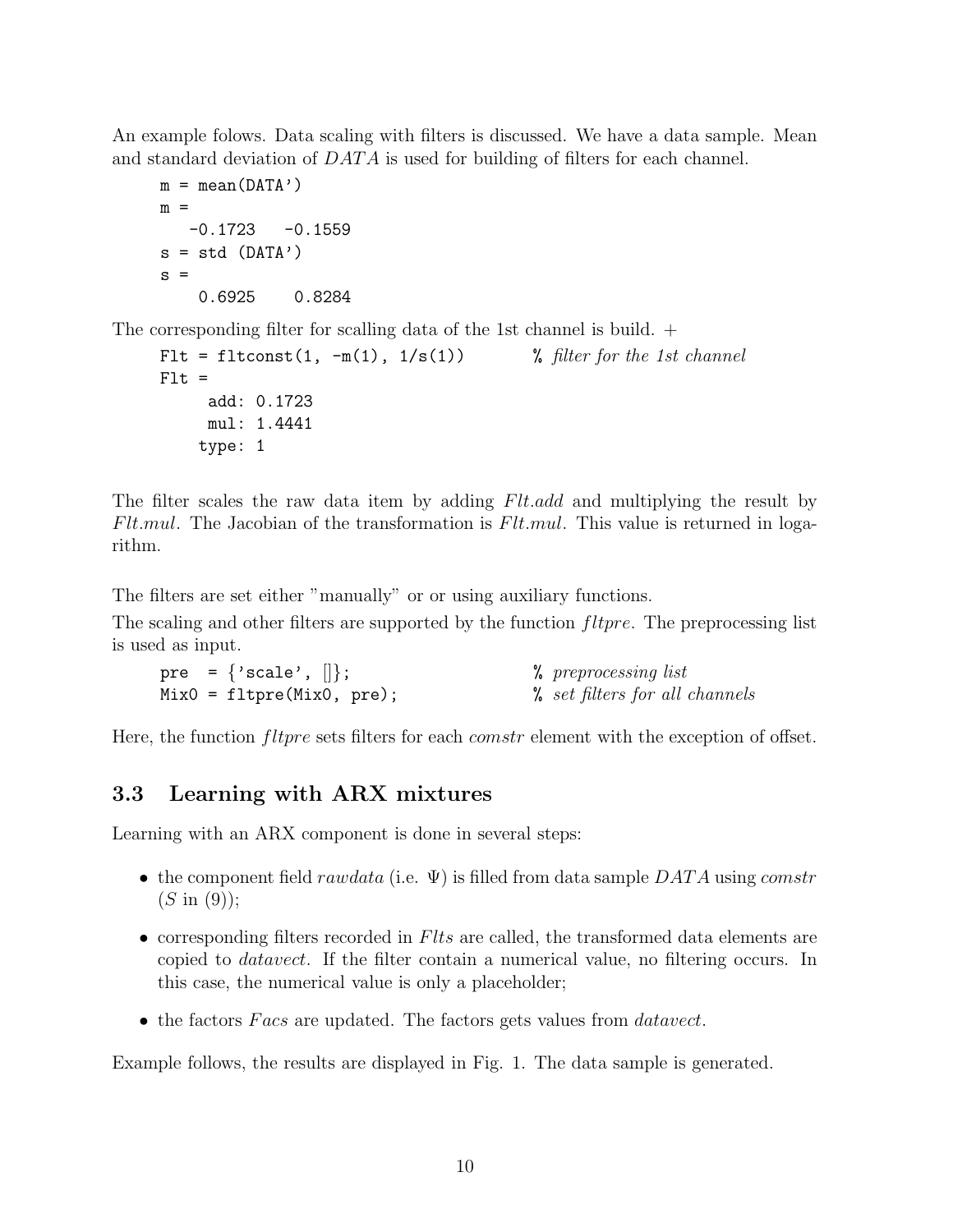An example folows. Data scaling with filters is discussed. We have a data sample. Mean and standard deviation of $DATA$ is used for building of filters for each channel.

```
m = mean(DATA')
m =
   -0.1723   -0.1559
s = std (DATA')
s =
    0.6925    0.8284
```

The corresponding filter for scalling data of the 1st channel is build. +

```
Flt = fltconst(1, -m(1), 1/s(1))        % filter for the 1st channel
Flt =
     add: 0.1723
     mul: 1.4441
    type: 1
```

The filter scales the raw data item by adding *Flt.add* and multiplying the result by *Flt.mul*. The Jacobian of the transformation is *Flt.mul*. This value is returned in logarithm.

The filters are set either "manually" or or using auxiliary functions.

The scaling and other filters are supported by the function *fltpre*. The preprocessing list is used as input.

```
pre  = {'scale', []};                   % preprocessing list
Mix0 = fltpre(Mix0, pre);               % set filters for all channels
```

Here, the function *fltpre* sets filters for each *comstr* element with the exception of offset.

### 3.3 Learning with ARX mixtures

Learning with an ARX component is done in several steps:

- the component field *rawdata* (i.e. $\Psi$) is filled from data sample $DATA$ using *comstr* ($S$ in (9));
- corresponding filters recorded in *Flts* are called, the transformed data elements are copied to *datavect*. If the filter contain a numerical value, no filtering occurs. In this case, the numerical value is only a placeholder;
- the factors *Facs* are updated. The factors gets values from *datavect*.

Example follows, the results are displayed in Fig. 1. The data sample is generated.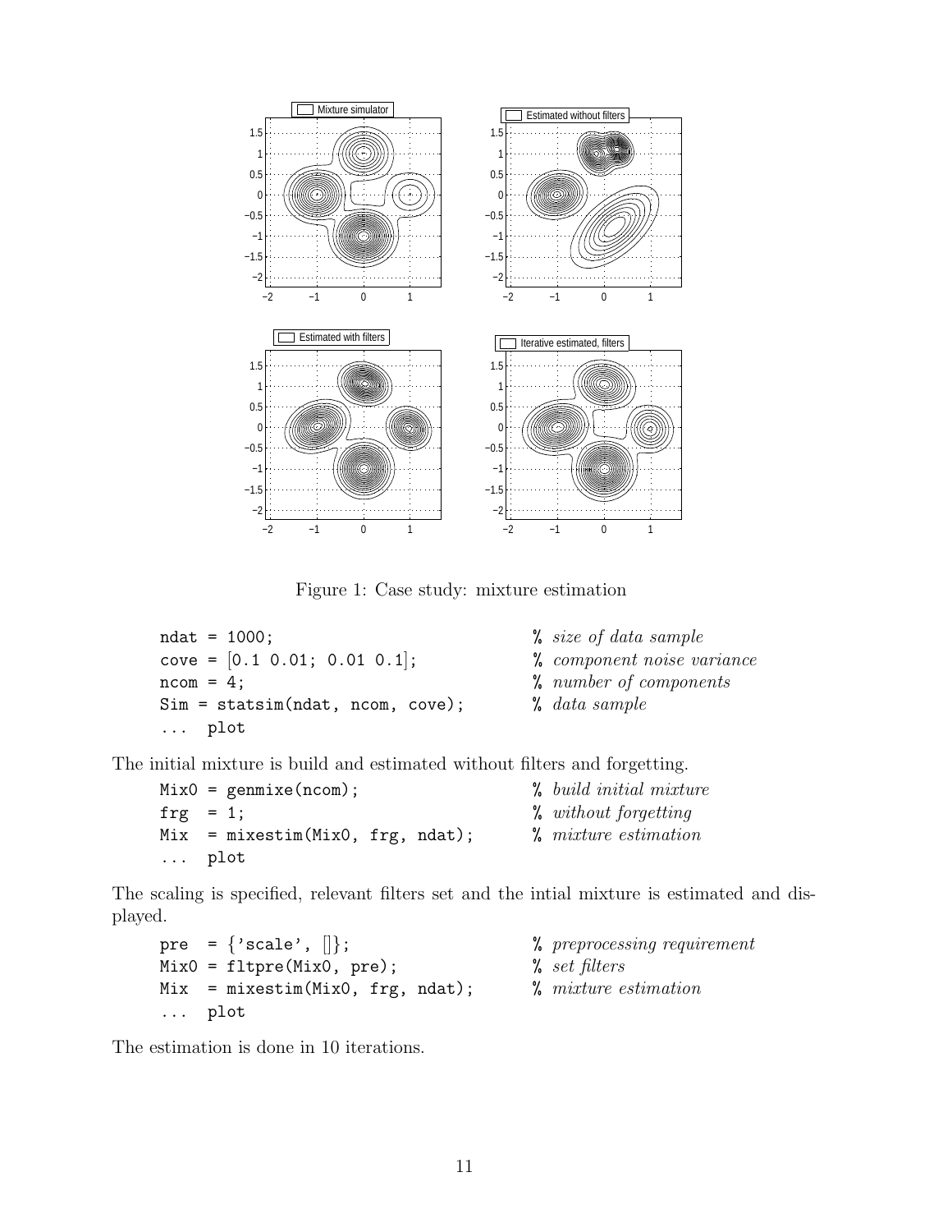Figure 1: Case study: mixture estimation

```
ndat = 1000;                          % size of data sample
cove = [0.1 0.01; 0.01 0.1];          % component noise variance
ncom = 4;                             % number of components
Sim = statsim(ndat, ncom, cove);      % data sample
... plot
```

The initial mixture is build and estimated without filters and forgetting.

```
Mix0 = genmixe(ncom);                 % build initial mixture
frg  = 1;                             % without forgetting
Mix  = mixestim(Mix0, frg, ndat);     % mixture estimation
... plot
```

The scaling is specified, relevant filters set and the intial mixture is estimated and displayed.

```
pre  = {'scale', []};                 % preprocessing requirement
Mix0 = fltpre(Mix0, pre);             % set filters
Mix  = mixestim(Mix0, frg, ndat);     % mixture estimation
... plot
```

The estimation is done in 10 iterations.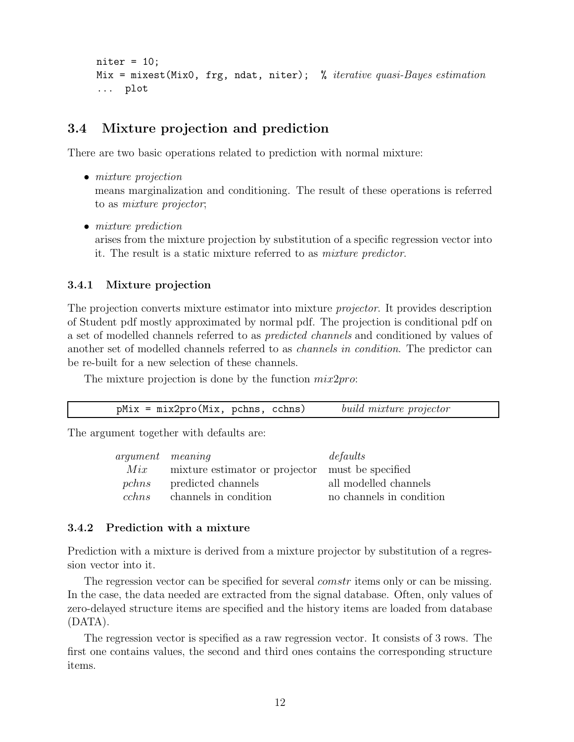```
niter = 10;
Mix = mixest(Mix0, frg, ndat, niter);  % iterative quasi-Bayes estimation
...  plot
```

## 3.4 Mixture projection and prediction

There are two basic operations related to prediction with normal mixture:

- *mixture projection*
  means marginalization and conditioning. The result of these operations is referred to as *mixture projector*;
- *mixture prediction*
  arises from the mixture projection by substitution of a specific regression vector into it. The result is a static mixture referred to as *mixture predictor*.

### 3.4.1 Mixture projection

The projection converts mixture estimator into mixture *projector*. It provides description of Student pdf mostly approximated by normal pdf. The projection is conditional pdf on a set of modelled channels referred to as *predicted channels* and conditioned by values of another set of modelled channels referred to as *channels in condition*. The predictor can be re-built for a new selection of these channels.

The mixture projection is done by the function *mix2pro*:

| `pMix = mix2pro(Mix, pchns, cchns)` | *build mixture projector* |
|---|---|

The argument together with defaults are:

| *argument* | *meaning* | *defaults* |
|---|---|---|
| *Mix* | mixture estimator or projector | must be specified |
| *pchns* | predicted channels | all modelled channels |
| *cchns* | channels in condition | no channels in condition |

### 3.4.2 Prediction with a mixture

Prediction with a mixture is derived from a mixture projector by substitution of a regression vector into it.

The regression vector can be specified for several *comstr* items only or can be missing. In the case, the data needed are extracted from the signal database. Often, only values of zero-delayed structure items are specified and the history items are loaded from database (DATA).

The regression vector is specified as a raw regression vector. It consists of 3 rows. The first one contains values, the second and third ones contains the corresponding structure items.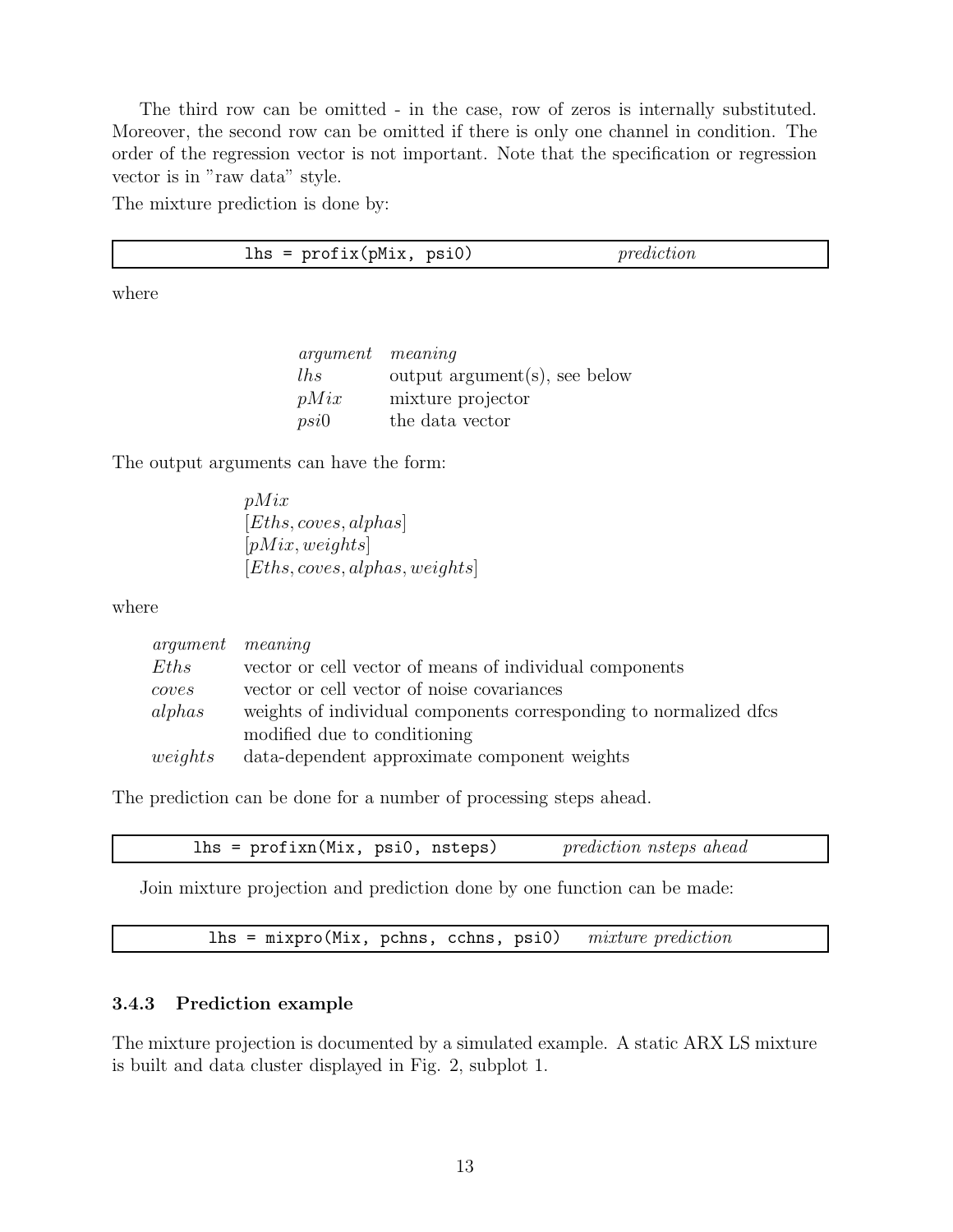The third row can be omitted - in the case, row of zeros is internally substituted. Moreover, the second row can be omitted if there is only one channel in condition. The order of the regression vector is not important. Note that the specification or regression vector is in "raw data" style.

The mixture prediction is done by:

| `lhs = profix(pMix, psi0)` | *prediction* |
|---|---|

where

| *argument* | *meaning* |
|---|---|
| *lhs* | output argument(s), see below |
| *pMix* | mixture projector |
| *psi*0 | the data vector |

The output arguments can have the form:

$pMix$
$[Eths, coves, alphas]$
$[pMix, weights]$
$[Eths, coves, alphas, weights]$

where

| *argument* | *meaning* |
|---|---|
| *Eths* | vector or cell vector of means of individual components |
| *coves* | vector or cell vector of noise covariances |
| *alphas* | weights of individual components corresponding to normalized dfcs modified due to conditioning |
| *weights* | data-dependent approximate component weights |

The prediction can be done for a number of processing steps ahead.

| `lhs = profixn(Mix, psi0, nsteps)` | *prediction nsteps ahead* |
|---|---|

Join mixture projection and prediction done by one function can be made:

| `lhs = mixpro(Mix, pchns, cchns, psi0)` | *mixture prediction* |
|---|---|

### 3.4.3 Prediction example

The mixture projection is documented by a simulated example. A static ARX LS mixture is built and data cluster displayed in Fig. 2, subplot 1.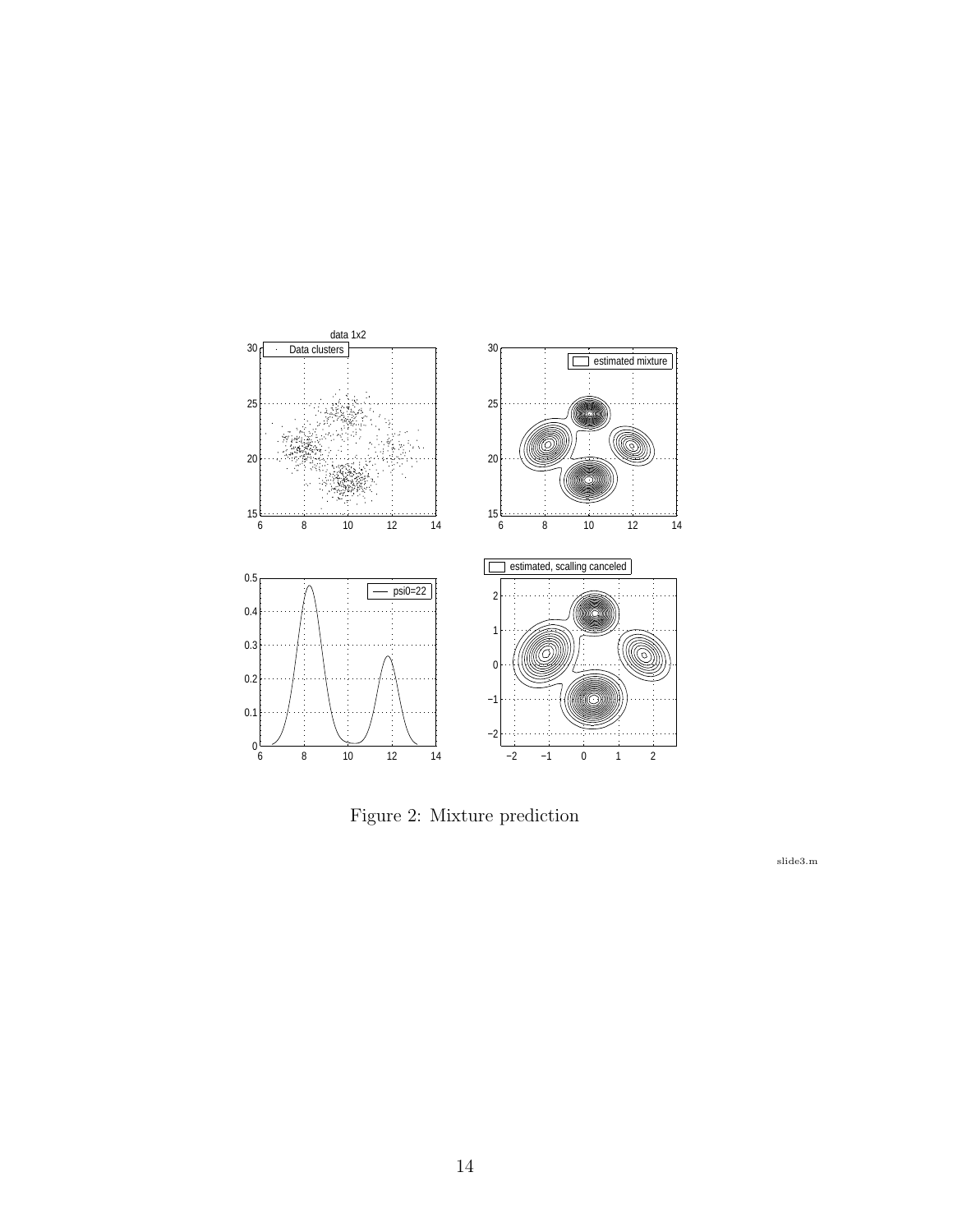Figure 2: Mixture prediction

slide3.m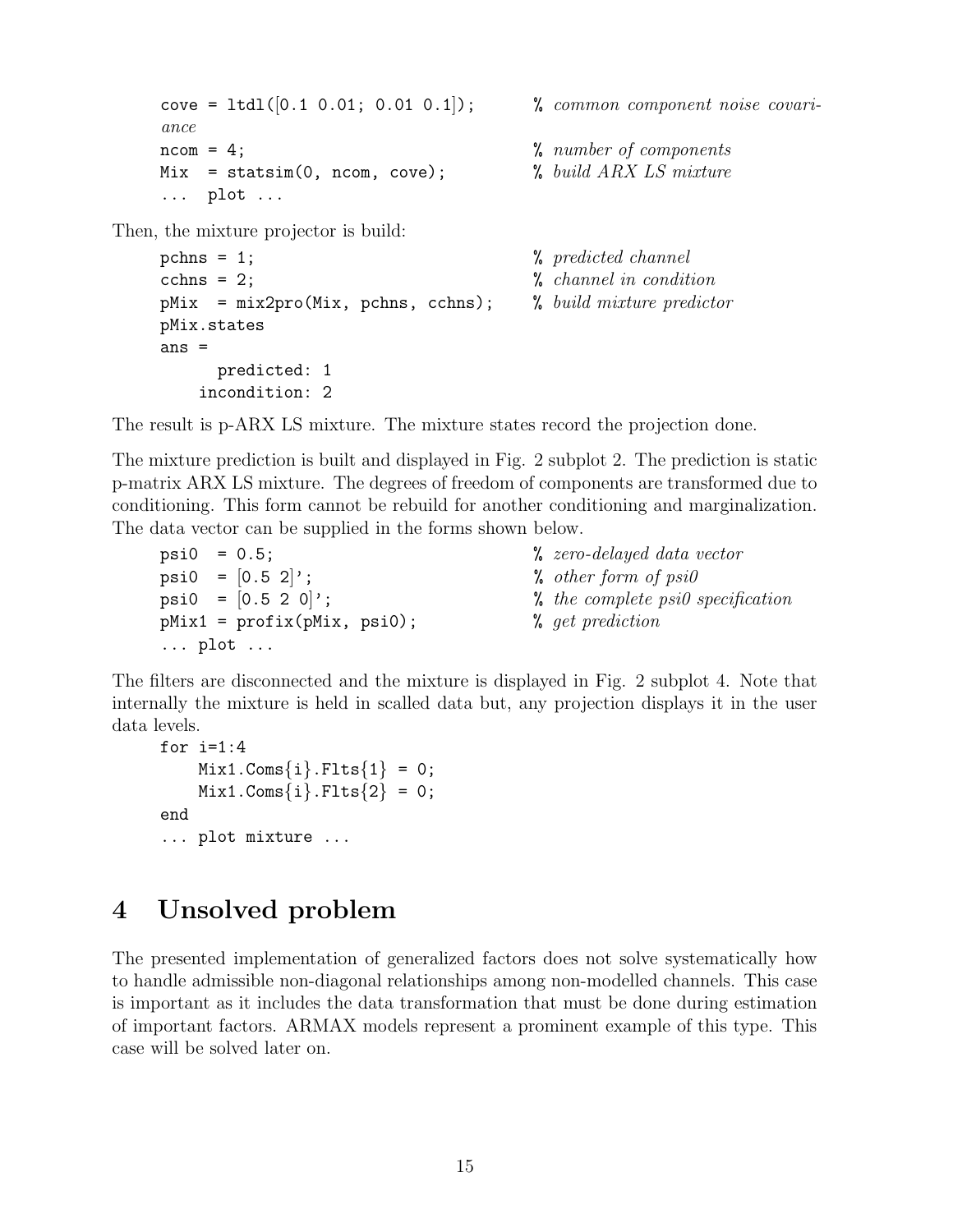```
cove = ltdl([0.1 0.01; 0.01 0.1]);      % common component noise covariance
ncom = 4;                               % number of components
Mix  = statsim(0, ncom, cove);          % build ARX LS mixture
...  plot ...
```

Then, the mixture projector is build:

```
pchns = 1;                              % predicted channel
cchns = 2;                              % channel in condition
pMix  = mix2pro(Mix, pchns, cchns);     % build mixture predictor
pMix.states
ans =
      predicted: 1
    incondition: 2
```

The result is p-ARX LS mixture. The mixture states record the projection done.

The mixture prediction is built and displayed in Fig. 2 subplot 2. The prediction is static p-matrix ARX LS mixture. The degrees of freedom of components are transformed due to conditioning. This form cannot be rebuild for another conditioning and marginalization. The data vector can be supplied in the forms shown below.

```
psi0  = 0.5;                            % zero-delayed data vector
psi0  = [0.5 2]';                       % other form of psi0
psi0  = [0.5 2 0]';                     % the complete psi0 specification
pMix1 = profix(pMix, psi0);             % get prediction
... plot ...
```

The filters are disconnected and the mixture is displayed in Fig. 2 subplot 4. Note that internally the mixture is held in scalled data but, any projection displays it in the user data levels.

```
for i=1:4
    Mix1.Coms{i}.Flts{1} = 0;
    Mix1.Coms{i}.Flts{2} = 0;
end
... plot mixture ...
```

# 4 Unsolved problem

The presented implementation of generalized factors does not solve systematically how to handle admissible non-diagonal relationships among non-modelled channels. This case is important as it includes the data transformation that must be done during estimation of important factors. ARMAX models represent a prominent example of this type. This case will be solved later on.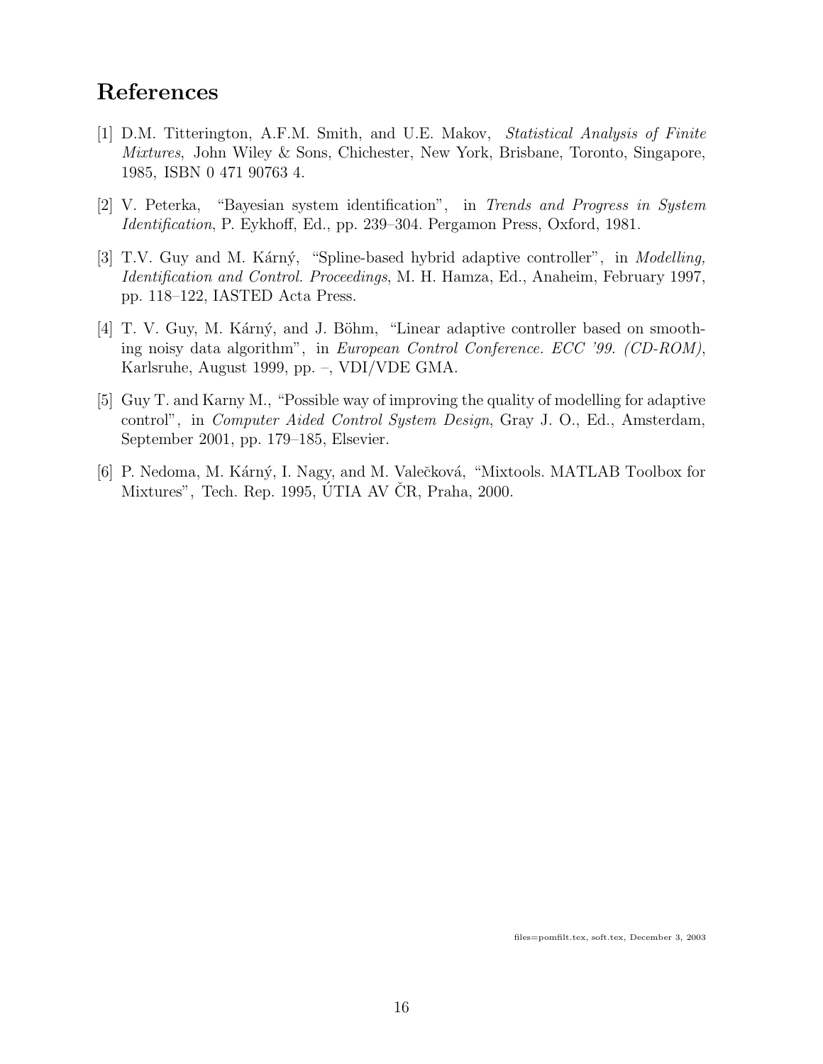## References

[1] D.M. Titterington, A.F.M. Smith, and U.E. Makov, *Statistical Analysis of Finite Mixtures*, John Wiley & Sons, Chichester, New York, Brisbane, Toronto, Singapore, 1985, ISBN 0 471 90763 4.

[2] V. Peterka, "Bayesian system identification", in *Trends and Progress in System Identification*, P. Eykhoff, Ed., pp. 239–304. Pergamon Press, Oxford, 1981.

[3] T.V. Guy and M. Kárný, "Spline-based hybrid adaptive controller", in *Modelling, Identification and Control. Proceedings*, M. H. Hamza, Ed., Anaheim, February 1997, pp. 118–122, IASTED Acta Press.

[4] T. V. Guy, M. Kárný, and J. Böhm, "Linear adaptive controller based on smoothing noisy data algorithm", in *European Control Conference. ECC '99. (CD-ROM)*, Karlsruhe, August 1999, pp. –, VDI/VDE GMA.

[5] Guy T. and Karny M., "Possible way of improving the quality of modelling for adaptive control", in *Computer Aided Control System Design*, Gray J. O., Ed., Amsterdam, September 2001, pp. 179–185, Elsevier.

[6] P. Nedoma, M. Kárný, I. Nagy, and M. Valečková, "Mixtools. MATLAB Toolbox for Mixtures", Tech. Rep. 1995, ÚTIA AV ČR, Praha, 2000.

files=pomfilt.tex, soft.tex, December 3, 2003